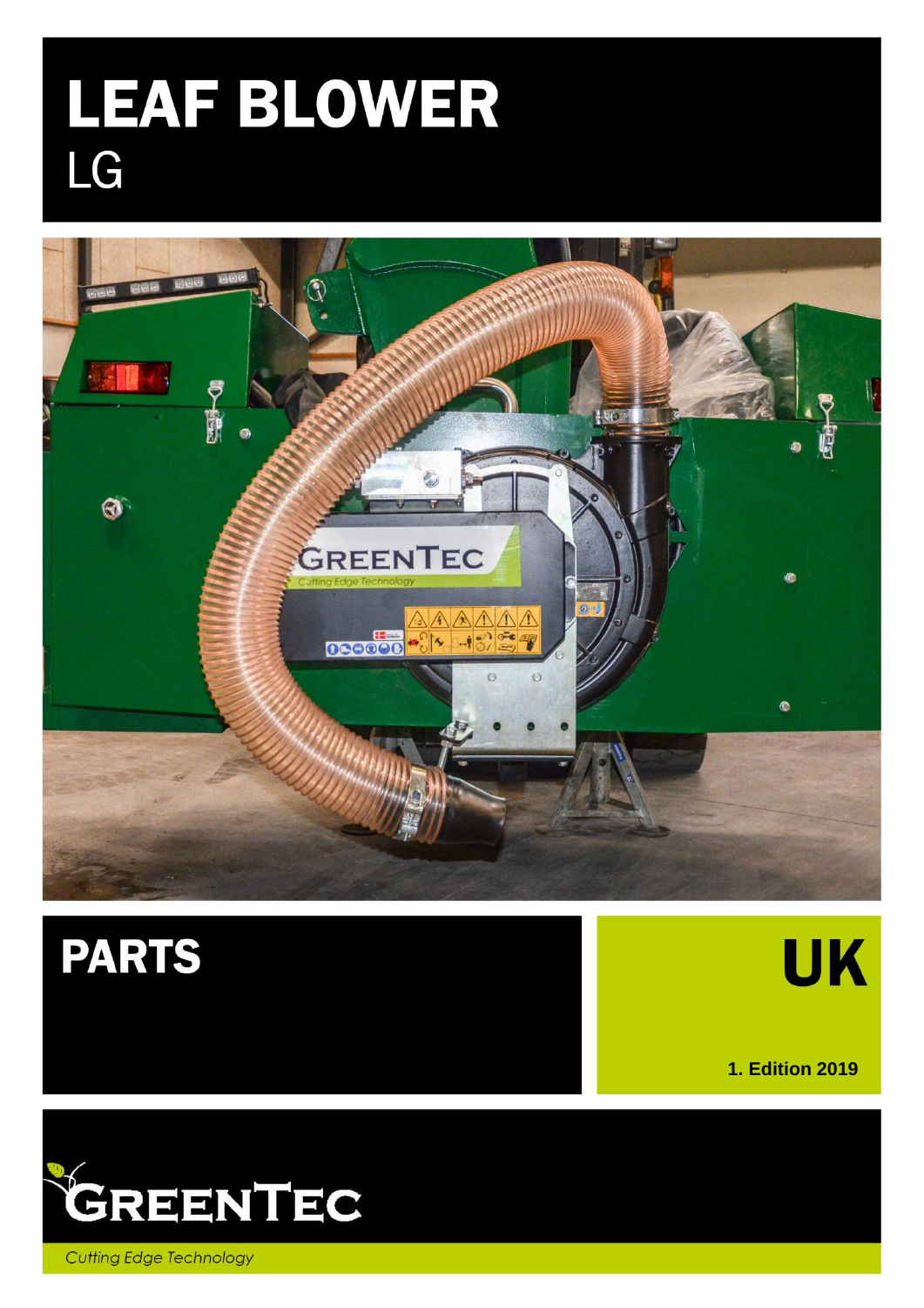# LEAF BLOWER

LG

## PARTS

# UK

**1. Edition 2019**

GREENTEC

*Cutting Edge Technology*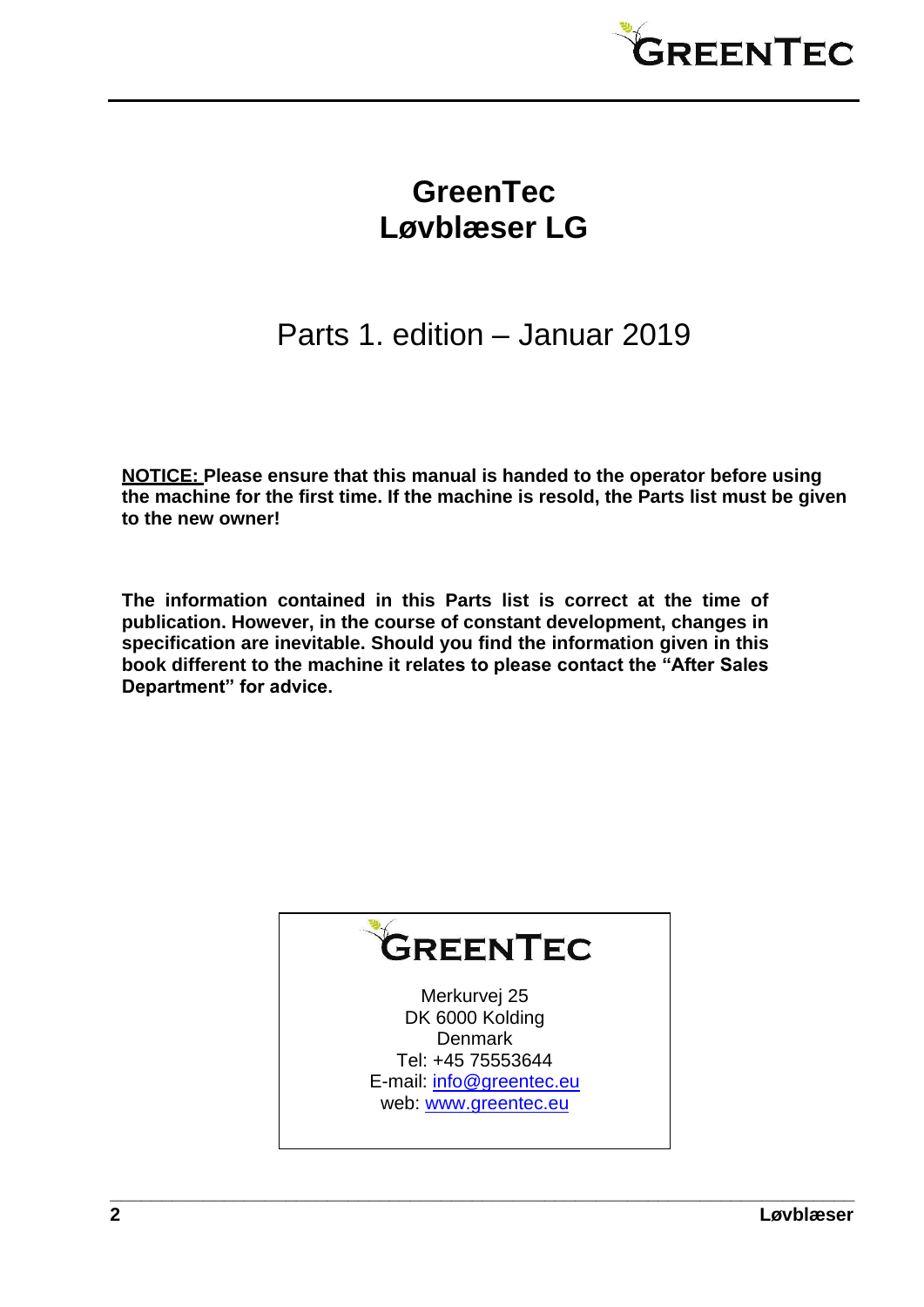# GreenTec
# Løvblæser LG

## Parts 1. edition – Januar 2019

**NOTICE: Please ensure that this manual is handed to the operator before using the machine for the first time. If the machine is resold, the Parts list must be given to the new owner!**

**The information contained in this Parts list is correct at the time of publication. However, in the course of constant development, changes in specification are inevitable. Should you find the information given in this book different to the machine it relates to please contact the "After Sales Department" for advice.**

GREENTEC

Merkurvej 25
DK 6000 Kolding
Denmark
Tel: +45 75553644
E-mail: info@greentec.eu
web: www.greentec.eu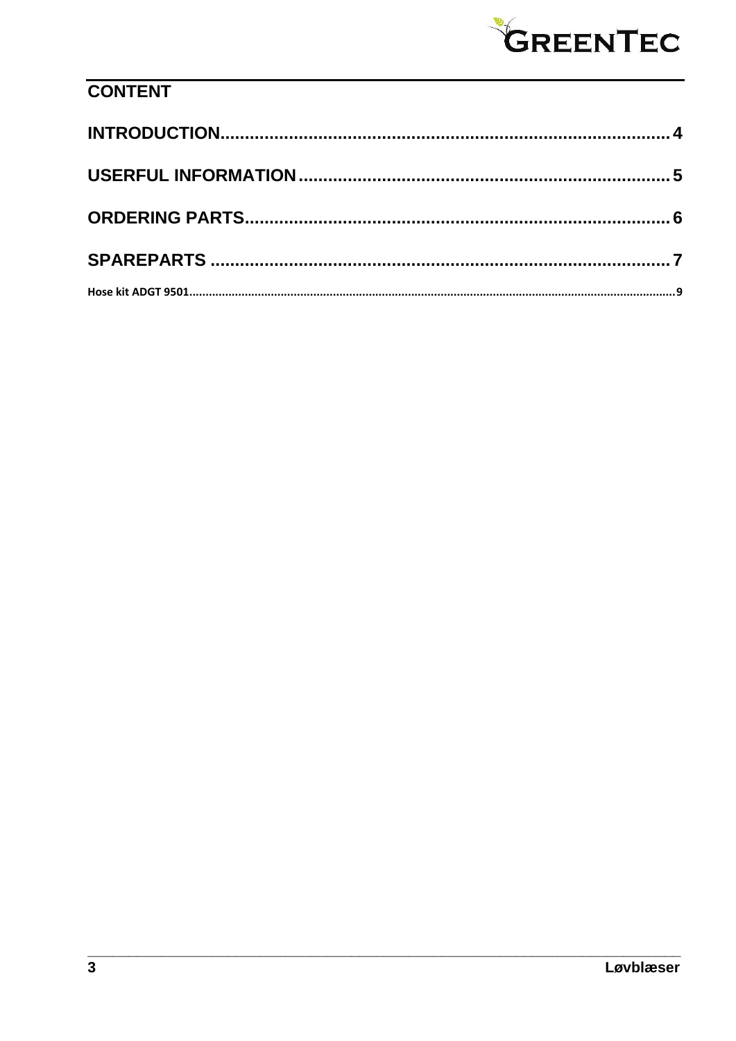# CONTENT

INTRODUCTION........................................................................................4

USERFUL INFORMATION........................................................................5

ORDERING PARTS...................................................................................6

SPAREPARTS..........................................................................................7

Hose kit ADGT 9501......................................................................................9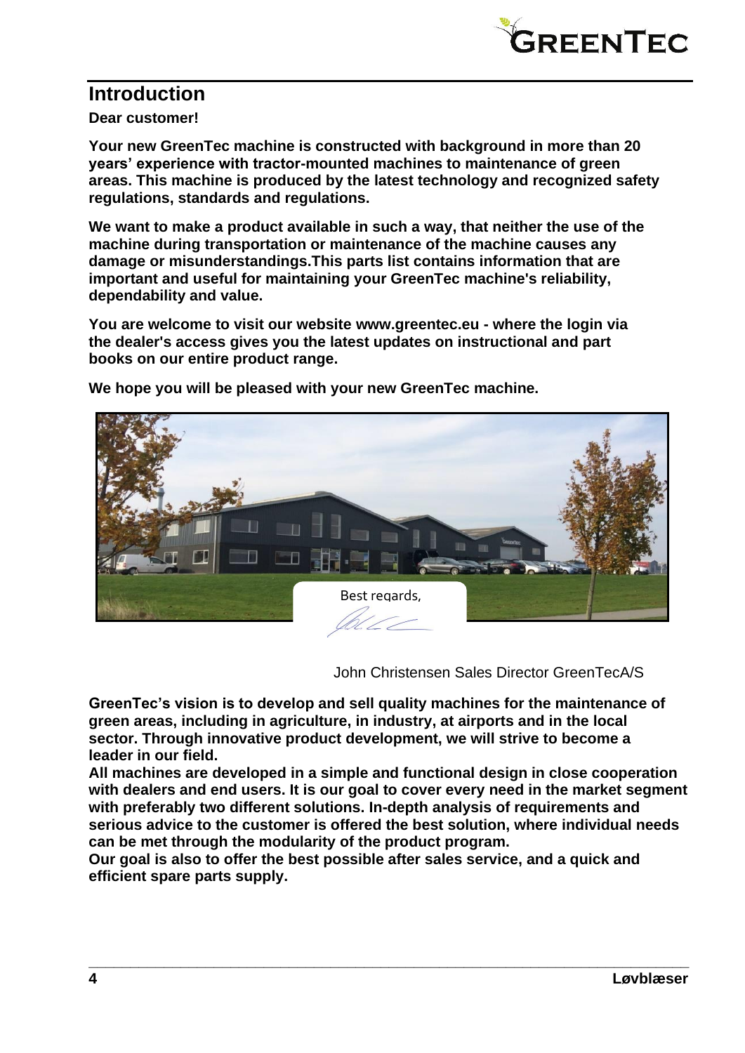## Introduction

**Dear customer!**

**Your new GreenTec machine is constructed with background in more than 20 years' experience with tractor-mounted machines to maintenance of green areas. This machine is produced by the latest technology and recognized safety regulations, standards and regulations.**

**We want to make a product available in such a way, that neither the use of the machine during transportation or maintenance of the machine causes any damage or misunderstandings.This parts list contains information that are important and useful for maintaining your GreenTec machine's reliability, dependability and value.**

**You are welcome to visit our website www.greentec.eu - where the login via the dealer's access gives you the latest updates on instructional and part books on our entire product range.**

**We hope you will be pleased with your new GreenTec machine.**

Best regards,

John Christensen Sales Director GreenTecA/S

**GreenTec's vision is to develop and sell quality machines for the maintenance of green areas, including in agriculture, in industry, at airports and in the local sector. Through innovative product development, we will strive to become a leader in our field.**
**All machines are developed in a simple and functional design in close cooperation with dealers and end users. It is our goal to cover every need in the market segment with preferably two different solutions. In-depth analysis of requirements and serious advice to the customer is offered the best solution, where individual needs can be met through the modularity of the product program.**
**Our goal is also to offer the best possible after sales service, and a quick and efficient spare parts supply.**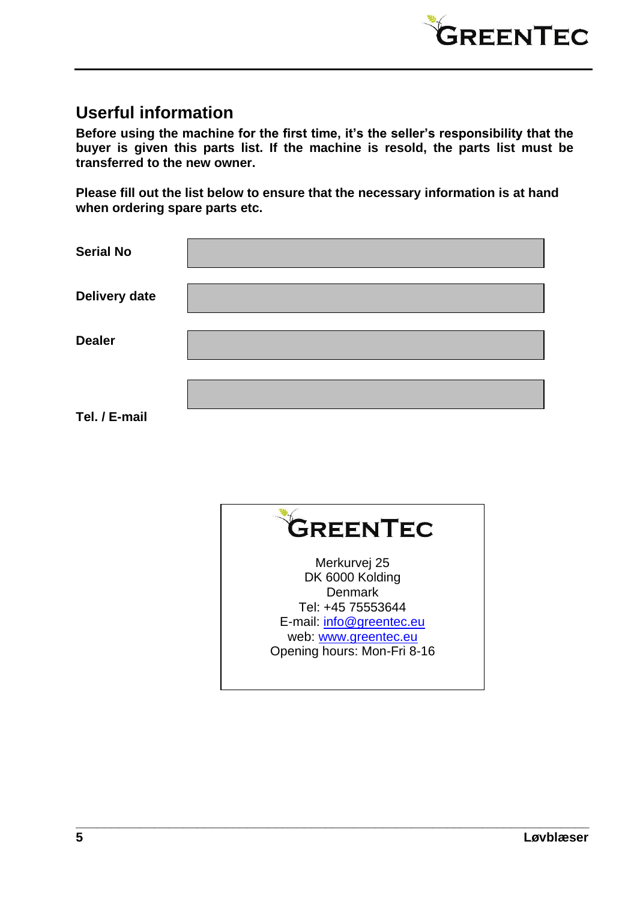## Userful information

**Before using the machine for the first time, it's the seller's responsibility that the buyer is given this parts list. If the machine is resold, the parts list must be transferred to the new owner.**

**Please fill out the list below to ensure that the necessary information is at hand when ordering spare parts etc.**

| | |
|---|---|
| **Serial No** | |
| **Delivery date** | |
| **Dealer** | |
| | |
| **Tel. / E-mail** | |

GREENTEC

Merkurvej 25
DK 6000 Kolding
Denmark
Tel: +45 75553644
E-mail: info@greentec.eu
web: www.greentec.eu
Opening hours: Mon-Fri 8-16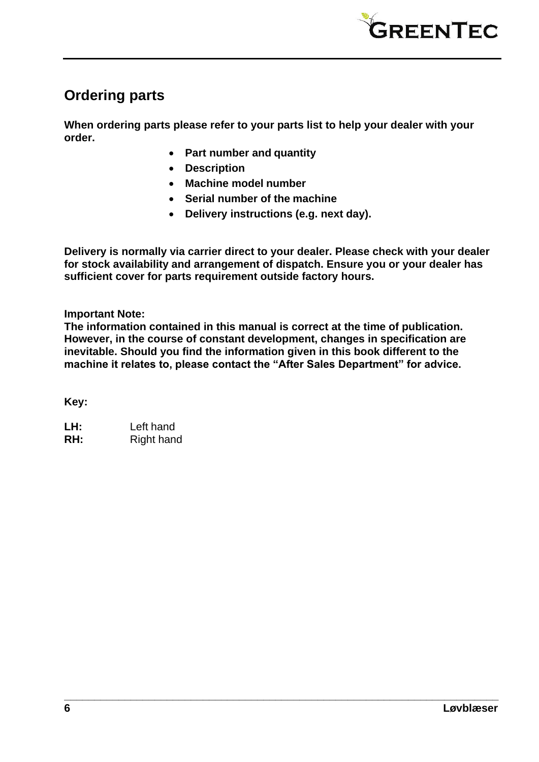## Ordering parts

**When ordering parts please refer to your parts list to help your dealer with your order.**

- **Part number and quantity**
- **Description**
- **Machine model number**
- **Serial number of the machine**
- **Delivery instructions (e.g. next day).**

**Delivery is normally via carrier direct to your dealer. Please check with your dealer for stock availability and arrangement of dispatch. Ensure you or your dealer has sufficient cover for parts requirement outside factory hours.**

**Important Note:**
**The information contained in this manual is correct at the time of publication. However, in the course of constant development, changes in specification are inevitable. Should you find the information given in this book different to the machine it relates to, please contact the "After Sales Department" for advice.**

**Key:**

**LH:** Left hand
**RH:** Right hand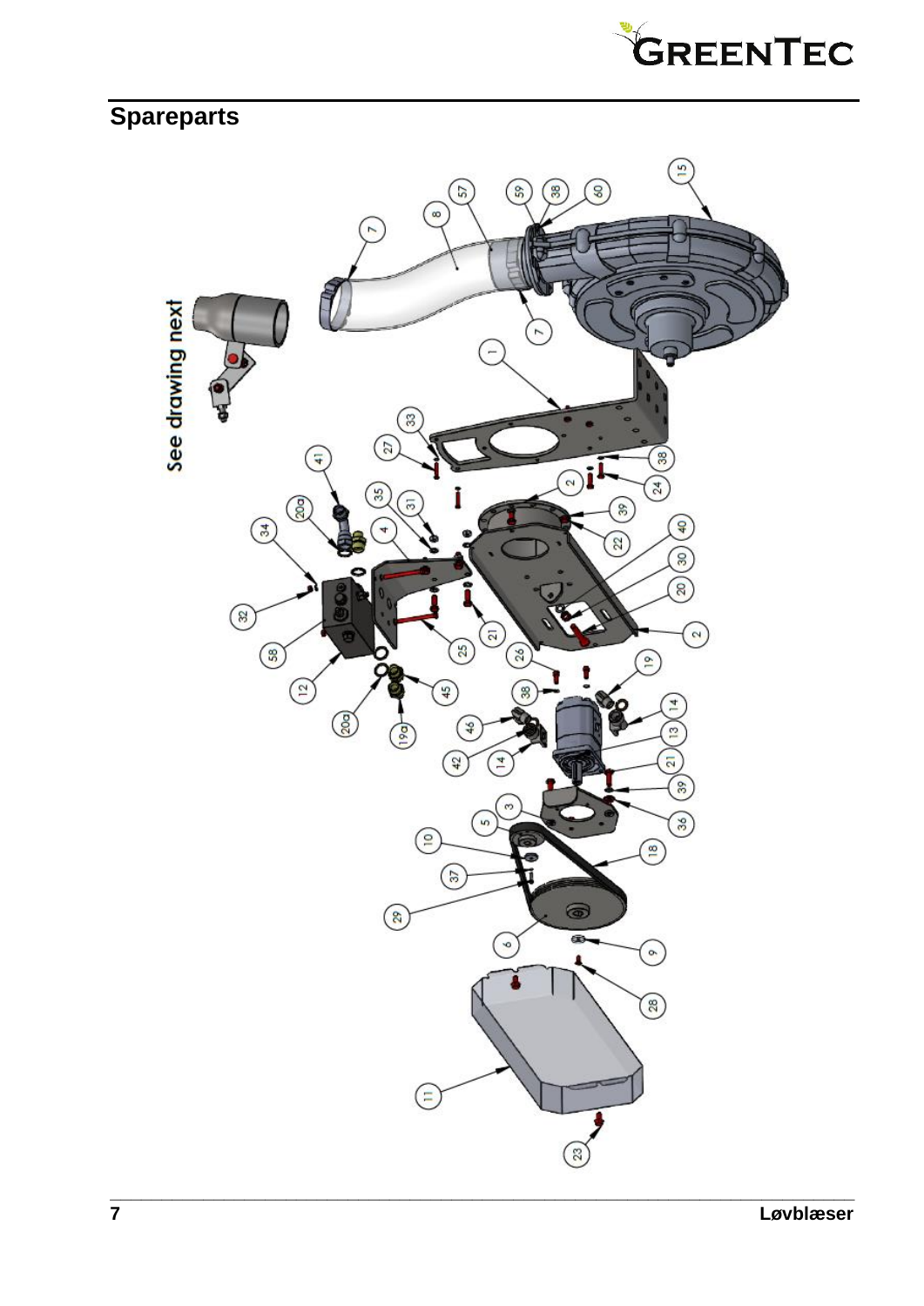## Spareparts

See drawing next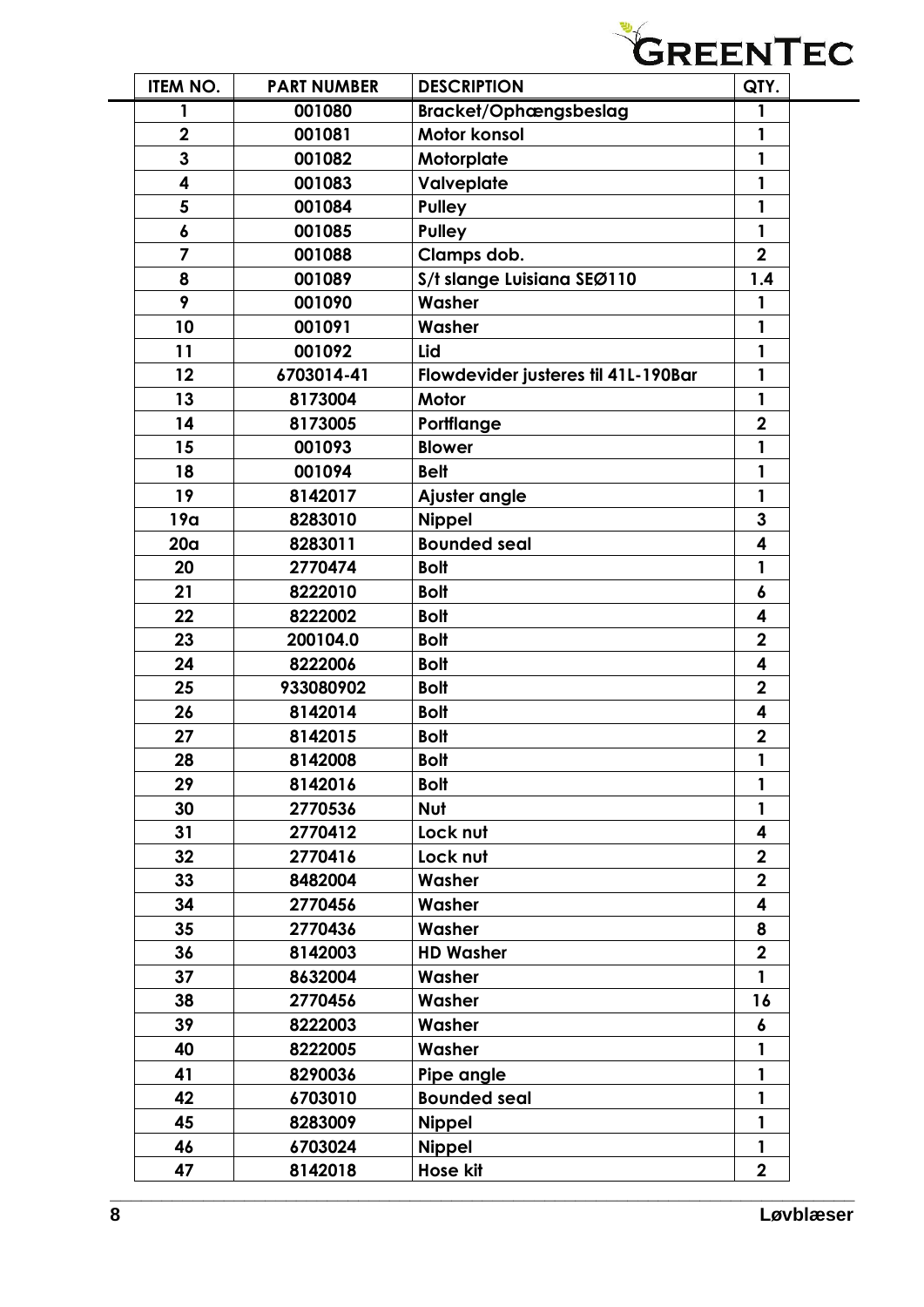| ITEM NO. | PART NUMBER | DESCRIPTION | QTY. |
|---|---|---|---|
| 1 | 001080 | Bracket/Ophængsbeslag | 1 |
| 2 | 001081 | Motor konsol | 1 |
| 3 | 001082 | Motorplate | 1 |
| 4 | 001083 | Valveplate | 1 |
| 5 | 001084 | Pulley | 1 |
| 6 | 001085 | Pulley | 1 |
| 7 | 001088 | Clamps dob. | 2 |
| 8 | 001089 | S/t slange Luisiana SEØ110 | 1.4 |
| 9 | 001090 | Washer | 1 |
| 10 | 001091 | Washer | 1 |
| 11 | 001092 | Lid | 1 |
| 12 | 6703014-41 | Flowdevider justeres til 41L-190Bar | 1 |
| 13 | 8173004 | Motor | 1 |
| 14 | 8173005 | Portflange | 2 |
| 15 | 001093 | Blower | 1 |
| 18 | 001094 | Belt | 1 |
| 19 | 8142017 | Ajuster angle | 1 |
| 19a | 8283010 | Nippel | 3 |
| 20a | 8283011 | Bounded seal | 4 |
| 20 | 2770474 | Bolt | 1 |
| 21 | 8222010 | Bolt | 6 |
| 22 | 8222002 | Bolt | 4 |
| 23 | 200104.0 | Bolt | 2 |
| 24 | 8222006 | Bolt | 4 |
| 25 | 933080902 | Bolt | 2 |
| 26 | 8142014 | Bolt | 4 |
| 27 | 8142015 | Bolt | 2 |
| 28 | 8142008 | Bolt | 1 |
| 29 | 8142016 | Bolt | 1 |
| 30 | 2770536 | Nut | 1 |
| 31 | 2770412 | Lock nut | 4 |
| 32 | 2770416 | Lock nut | 2 |
| 33 | 8482004 | Washer | 2 |
| 34 | 2770456 | Washer | 4 |
| 35 | 2770436 | Washer | 8 |
| 36 | 8142003 | HD Washer | 2 |
| 37 | 8632004 | Washer | 1 |
| 38 | 2770456 | Washer | 16 |
| 39 | 8222003 | Washer | 6 |
| 40 | 8222005 | Washer | 1 |
| 41 | 8290036 | Pipe angle | 1 |
| 42 | 6703010 | Bounded seal | 1 |
| 45 | 8283009 | Nippel | 1 |
| 46 | 6703024 | Nippel | 1 |
| 47 | 8142018 | Hose kit | 2 |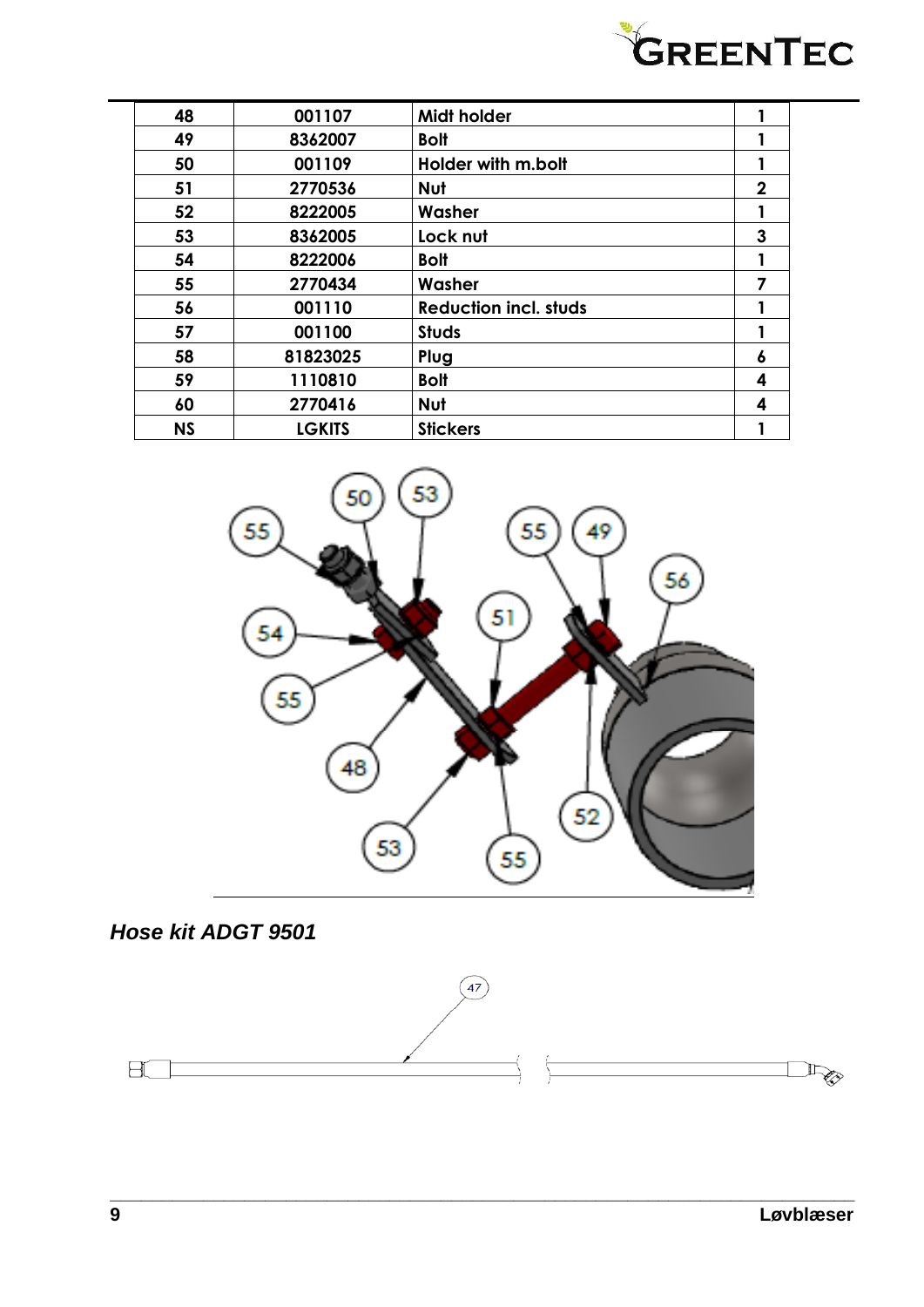| 48 | 001107 | Midt holder | 1 |
|---|---|---|---|
| 49 | 8362007 | Bolt | 1 |
| 50 | 001109 | Holder with m.bolt | 1 |
| 51 | 2770536 | Nut | 2 |
| 52 | 8222005 | Washer | 1 |
| 53 | 8362005 | Lock nut | 3 |
| 54 | 8222006 | Bolt | 1 |
| 55 | 2770434 | Washer | 7 |
| 56 | 001110 | Reduction incl. studs | 1 |
| 57 | 001100 | Studs | 1 |
| 58 | 81823025 | Plug | 6 |
| 59 | 1110810 | Bolt | 4 |
| 60 | 2770416 | Nut | 4 |
| NS | LGKITS | Stickers | 1 |

## *Hose kit ADGT 9501*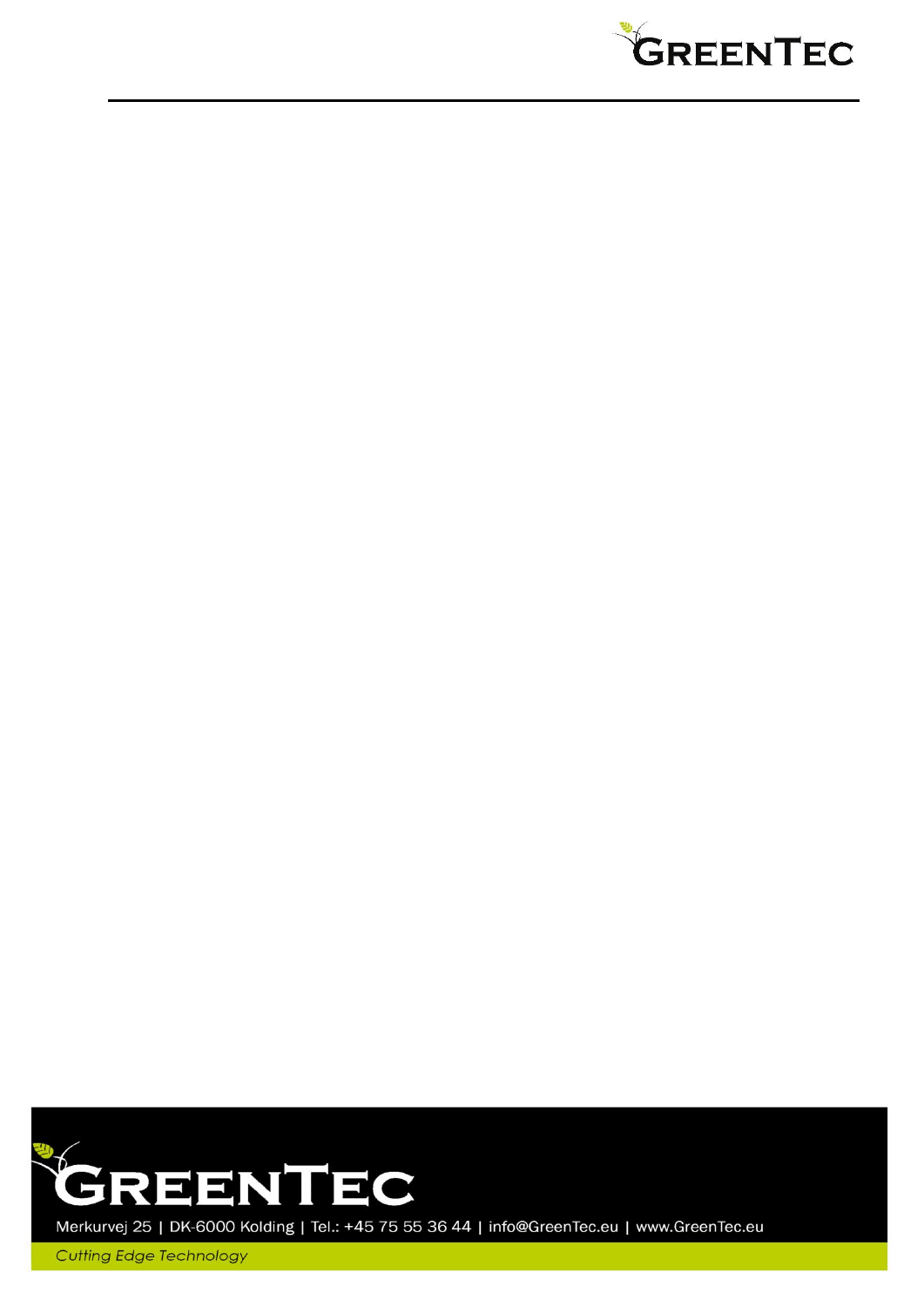Merkurvej 25 | DK-6000 Kolding | Tel.: +45 75 55 36 44 | info@GreenTec.eu | www.GreenTec.eu

*Cutting Edge Technology*